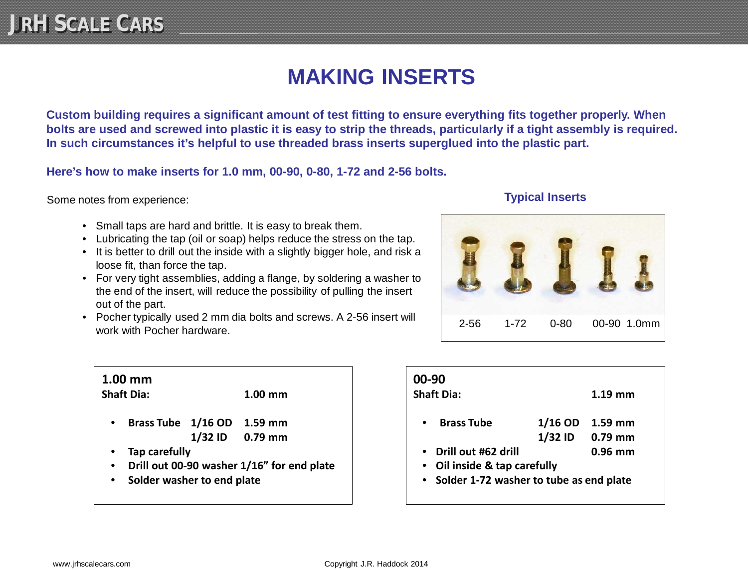# MAKING INSERTS

**Custom building requires a significant amount of test fitting to ensure everything fits together properly. When bolts are used and screwed into plastic it is easy to strip the threads, particularly if a tight assembly is required. In such circumstances it's helpful to use threaded brass inserts superglued into the plastic part.**

**Here's how to make inserts for 1.0 mm, 00-90, 0-80, 1-72 and 2-56 bolts.**

Some notes from experience:

- Small taps are hard and brittle. It is easy to break them.
- Lubricating the tap (oil or soap) helps reduce the stress on the tap.
- It is better to drill out the inside with a slightly bigger hole, and risk a loose fit, than force the tap.
- For very tight assemblies, adding a flange, by soldering a washer to the end of the insert, will reduce the possibility of pulling the insert out of the part.
- Pocher typically used 2 mm dia bolts and screws. A 2-56 insert will work with Pocher hardware.

**Typical Inserts**

2-56 1-72 0-80 00-90 1.0mm

**1.00 mm**

**Shaft Dia:** **1.00 mm**

- **Brass Tube 1/16 OD 1.59 mm**
  **1/32 ID 0.79 mm**
- **Tap carefully**
- **Drill out 00-90 washer 1/16" for end plate**
- **Solder washer to end plate**

**00-90**

**Shaft Dia:** **1.19 mm**

- **Brass Tube 1/16 OD 1.59 mm**
  **1/32 ID 0.79 mm**
- **Drill out #62 drill 0.96 mm**
- **Oil inside & tap carefully**
- **Solder 1-72 washer to tube as end plate**

www.jrhscalecars.com

Copyright J.R. Haddock 2014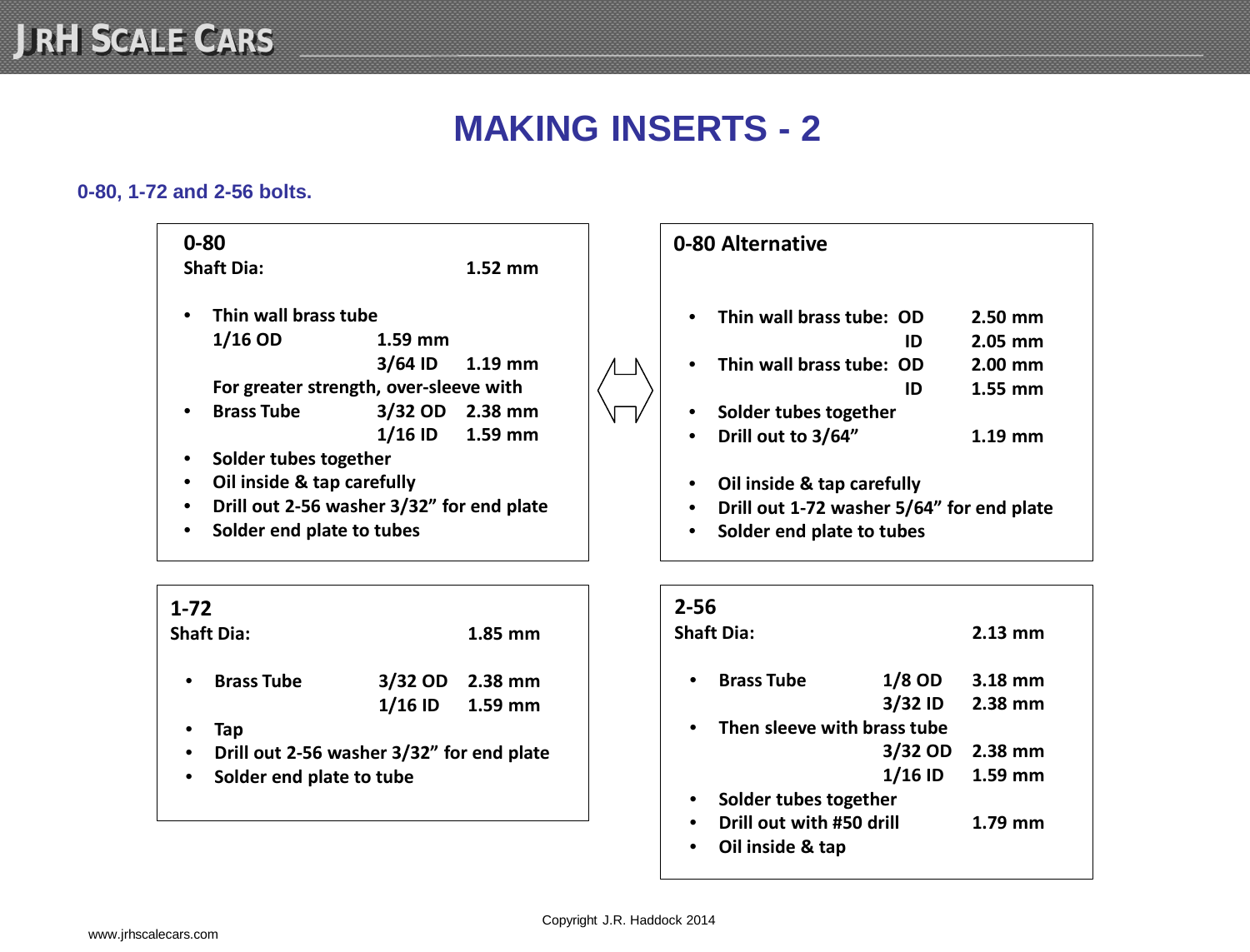# MAKING INSERTS - 2

**0-80, 1-72 and 2-56 bolts.**

## 0-80

**Shaft Dia:** 1.52 mm

- Thin wall brass tube
  1/16 OD 1.59 mm
  3/64 ID 1.19 mm
  For greater strength, over-sleeve with
- Brass Tube 3/32 OD 2.38 mm
  1/16 ID 1.59 mm
- Solder tubes together
- Oil inside & tap carefully
- Drill out 2-56 washer 3/32" for end plate
- Solder end plate to tubes

## 0-80 Alternative

- Thin wall brass tube: OD 2.50 mm
  ID 2.05 mm
- Thin wall brass tube: OD 2.00 mm
  ID 1.55 mm
- Solder tubes together
- Drill out to 3/64" 1.19 mm
- Oil inside & tap carefully
- Drill out 1-72 washer 5/64" for end plate
- Solder end plate to tubes

## 1-72

**Shaft Dia:** 1.85 mm

- Brass Tube 3/32 OD 2.38 mm
  1/16 ID 1.59 mm
- Tap
- Drill out 2-56 washer 3/32" for end plate
- Solder end plate to tube

## 2-56

**Shaft Dia:** 2.13 mm

- Brass Tube 1/8 OD 3.18 mm
  3/32 ID 2.38 mm
- Then sleeve with brass tube
  3/32 OD 2.38 mm
  1/16 ID 1.59 mm
- Solder tubes together
- Drill out with #50 drill 1.79 mm
- Oil inside & tap

Copyright J.R. Haddock 2014